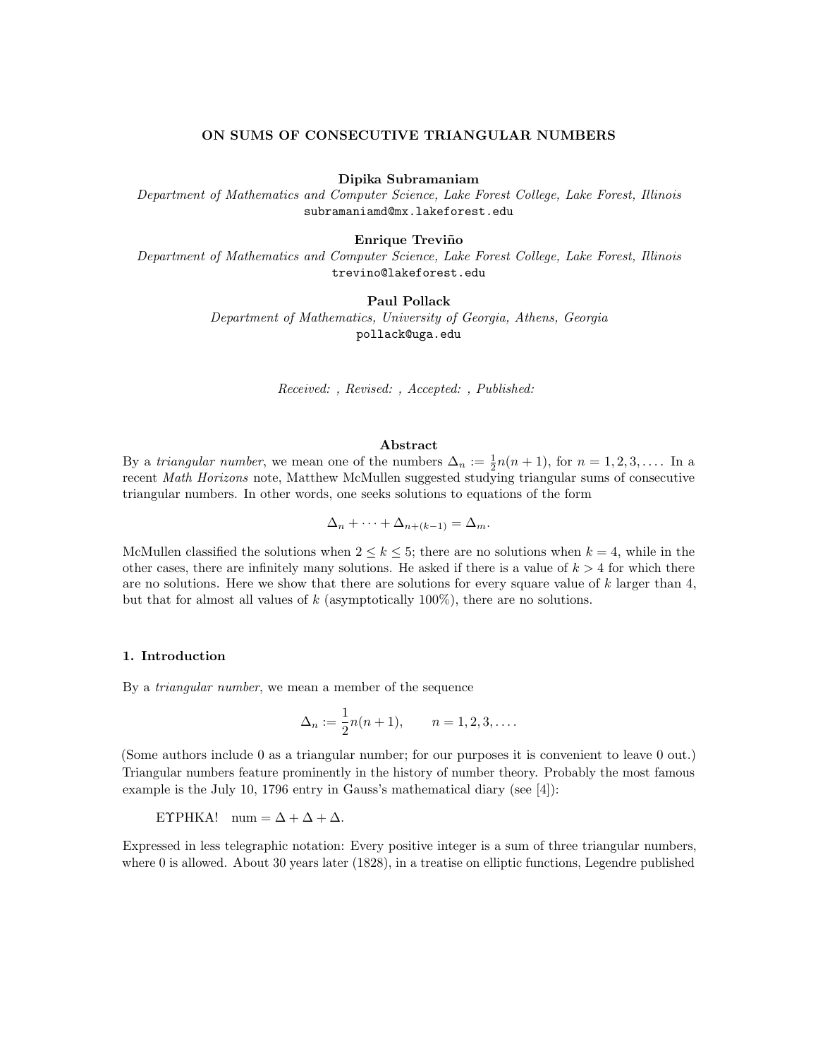# ON SUMS OF CONSECUTIVE TRIANGULAR NUMBERS

**Dipika Subramaniam**
*Department of Mathematics and Computer Science, Lake Forest College, Lake Forest, Illinois*
subramaniamd@mx.lakeforest.edu

**Enrique Treviño**
*Department of Mathematics and Computer Science, Lake Forest College, Lake Forest, Illinois*
trevino@lakeforest.edu

**Paul Pollack**
*Department of Mathematics, University of Georgia, Athens, Georgia*
pollack@uga.edu

*Received: , Revised: , Accepted: , Published:*

## Abstract

By a *triangular number*, we mean one of the numbers $\Delta_n := \frac{1}{2}n(n+1)$, for $n = 1, 2, 3, \ldots$. In a recent *Math Horizons* note, Matthew McMullen suggested studying triangular sums of consecutive triangular numbers. In other words, one seeks solutions to equations of the form

$$\Delta_n + \cdots + \Delta_{n+(k-1)} = \Delta_m.$$

McMullen classified the solutions when $2 \leq k \leq 5$; there are no solutions when $k = 4$, while in the other cases, there are infinitely many solutions. He asked if there is a value of $k > 4$ for which there are no solutions. Here we show that there are solutions for every square value of $k$ larger than 4, but that for almost all values of $k$ (asymptotically 100%), there are no solutions.

## 1. Introduction

By a *triangular number*, we mean a member of the sequence

$$\Delta_n := \frac{1}{2}n(n+1), \qquad n = 1, 2, 3, \ldots.$$

(Some authors include 0 as a triangular number; for our purposes it is convenient to leave 0 out.) Triangular numbers feature prominently in the history of number theory. Probably the most famous example is the July 10, 1796 entry in Gauss's mathematical diary (see [4]):

ΕΥΡΗΚΑ! $\quad \text{num} = \Delta + \Delta + \Delta.$

Expressed in less telegraphic notation: Every positive integer is a sum of three triangular numbers, where 0 is allowed. About 30 years later (1828), in a treatise on elliptic functions, Legendre published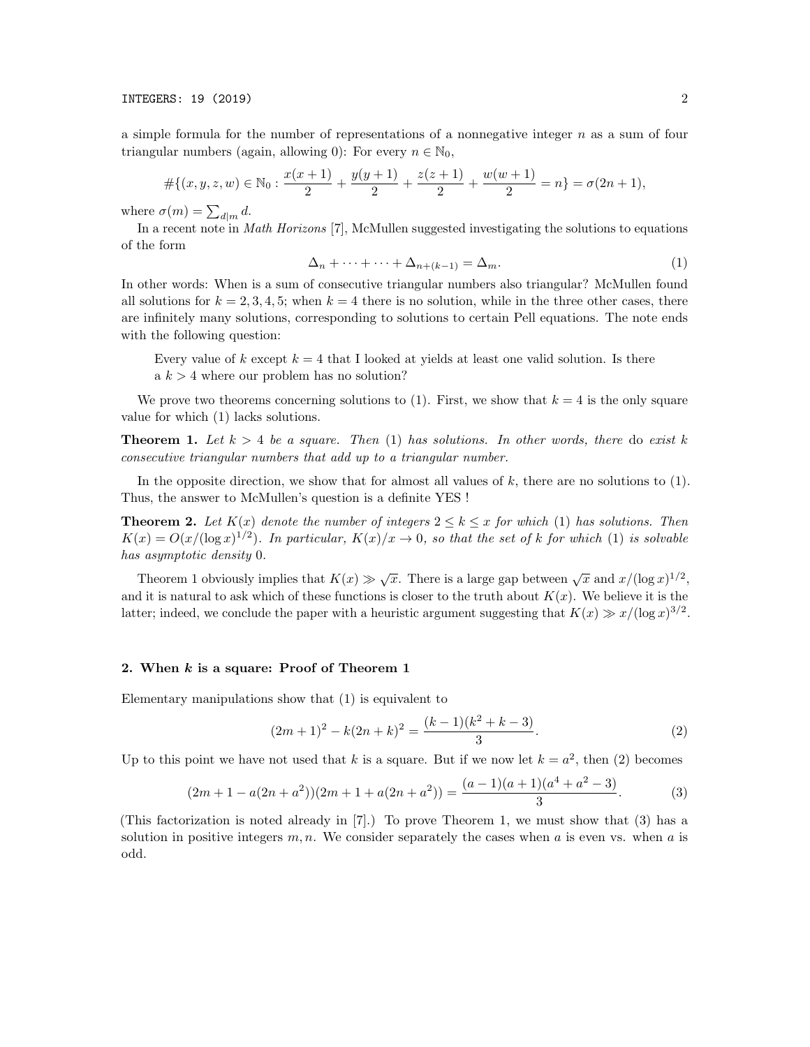a simple formula for the number of representations of a nonnegative integer $n$ as a sum of four triangular numbers (again, allowing 0): For every $n \in \mathbb{N}_0$,

$$\#\{(x, y, z, w) \in \mathbb{N}_0 : \frac{x(x+1)}{2} + \frac{y(y+1)}{2} + \frac{z(z+1)}{2} + \frac{w(w+1)}{2} = n\} = \sigma(2n+1),$$

where $\sigma(m) = \sum_{d|m} d$.

In a recent note in *Math Horizons* [7], McMullen suggested investigating the solutions to equations of the form

$$\Delta_n + \cdots + \cdots + \Delta_{n+(k-1)} = \Delta_m. \tag{1}$$

In other words: When is a sum of consecutive triangular numbers also triangular? McMullen found all solutions for $k = 2, 3, 4, 5$; when $k = 4$ there is no solution, while in the three other cases, there are infinitely many solutions, corresponding to solutions to certain Pell equations. The note ends with the following question:

> Every value of $k$ except $k = 4$ that I looked at yields at least one valid solution. Is there a $k > 4$ where our problem has no solution?

We prove two theorems concerning solutions to (1). First, we show that $k = 4$ is the only square value for which (1) lacks solutions.

**Theorem 1.** *Let $k > 4$ be a square. Then* (1) *has solutions. In other words, there* do *exist $k$ consecutive triangular numbers that add up to a triangular number.*

In the opposite direction, we show that for almost all values of $k$, there are no solutions to (1). Thus, the answer to McMullen's question is a definite YES !

**Theorem 2.** *Let $K(x)$ denote the number of integers $2 \leq k \leq x$ for which* (1) *has solutions. Then $K(x) = O(x/(\log x)^{1/2})$. In particular, $K(x)/x \to 0$, so that the set of $k$ for which* (1) *is solvable has asymptotic density* 0.

Theorem 1 obviously implies that $K(x) \gg \sqrt{x}$. There is a large gap between $\sqrt{x}$ and $x/(\log x)^{1/2}$, and it is natural to ask which of these functions is closer to the truth about $K(x)$. We believe it is the latter; indeed, we conclude the paper with a heuristic argument suggesting that $K(x) \gg x/(\log x)^{3/2}$.

## 2. When $k$ is a square: Proof of Theorem 1

Elementary manipulations show that (1) is equivalent to

$$(2m+1)^2 - k(2n+k)^2 = \frac{(k-1)(k^2+k-3)}{3}. \tag{2}$$

Up to this point we have not used that $k$ is a square. But if we now let $k = a^2$, then (2) becomes

$$(2m+1-a(2n+a^2))(2m+1+a(2n+a^2)) = \frac{(a-1)(a+1)(a^4+a^2-3)}{3}. \tag{3}$$

(This factorization is noted already in [7].) To prove Theorem 1, we must show that (3) has a solution in positive integers $m, n$. We consider separately the cases when $a$ is even vs. when $a$ is odd.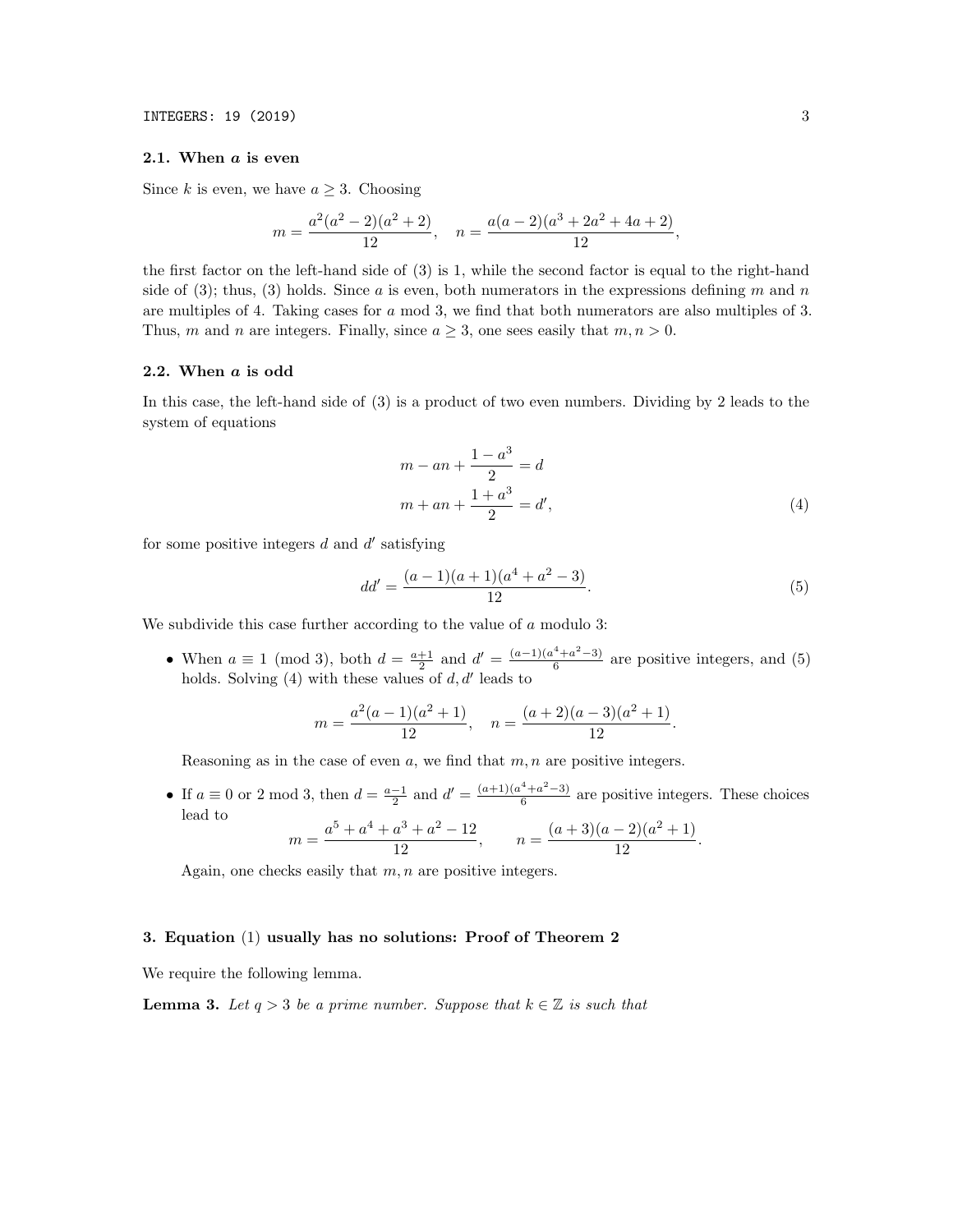### 2.1. When $a$ is even

Since $k$ is even, we have $a \geq 3$. Choosing

$$m = \frac{a^2(a^2-2)(a^2+2)}{12}, \quad n = \frac{a(a-2)(a^3+2a^2+4a+2)}{12},$$

the first factor on the left-hand side of (3) is 1, while the second factor is equal to the right-hand side of (3); thus, (3) holds. Since $a$ is even, both numerators in the expressions defining $m$ and $n$ are multiples of 4. Taking cases for $a$ mod 3, we find that both numerators are also multiples of 3. Thus, $m$ and $n$ are integers. Finally, since $a \geq 3$, one sees easily that $m, n > 0$.

### 2.2. When $a$ is odd

In this case, the left-hand side of (3) is a product of two even numbers. Dividing by 2 leads to the system of equations

$$\begin{aligned} m - an + \frac{1-a^3}{2} &= d \\ m + an + \frac{1+a^3}{2} &= d', \end{aligned} \tag{4}$$

for some positive integers $d$ and $d'$ satisfying

$$dd' = \frac{(a-1)(a+1)(a^4+a^2-3)}{12}. \tag{5}$$

We subdivide this case further according to the value of $a$ modulo 3:

- When $a \equiv 1 \pmod 3$, both $d = \frac{a+1}{2}$ and $d' = \frac{(a-1)(a^4+a^2-3)}{6}$ are positive integers, and (5) holds. Solving (4) with these values of $d, d'$ leads to

  $$m = \frac{a^2(a-1)(a^2+1)}{12}, \quad n = \frac{(a+2)(a-3)(a^2+1)}{12}.$$

  Reasoning as in the case of even $a$, we find that $m, n$ are positive integers.

- If $a \equiv 0$ or 2 mod 3, then $d = \frac{a-1}{2}$ and $d' = \frac{(a+1)(a^4+a^2-3)}{6}$ are positive integers. These choices lead to

  $$m = \frac{a^5+a^4+a^3+a^2-12}{12}, \qquad n = \frac{(a+3)(a-2)(a^2+1)}{12}.$$

  Again, one checks easily that $m, n$ are positive integers.

## 3. Equation (1) usually has no solutions: Proof of Theorem 2

We require the following lemma.

**Lemma 3.** *Let $q > 3$ be a prime number. Suppose that $k \in \mathbb{Z}$ is such that*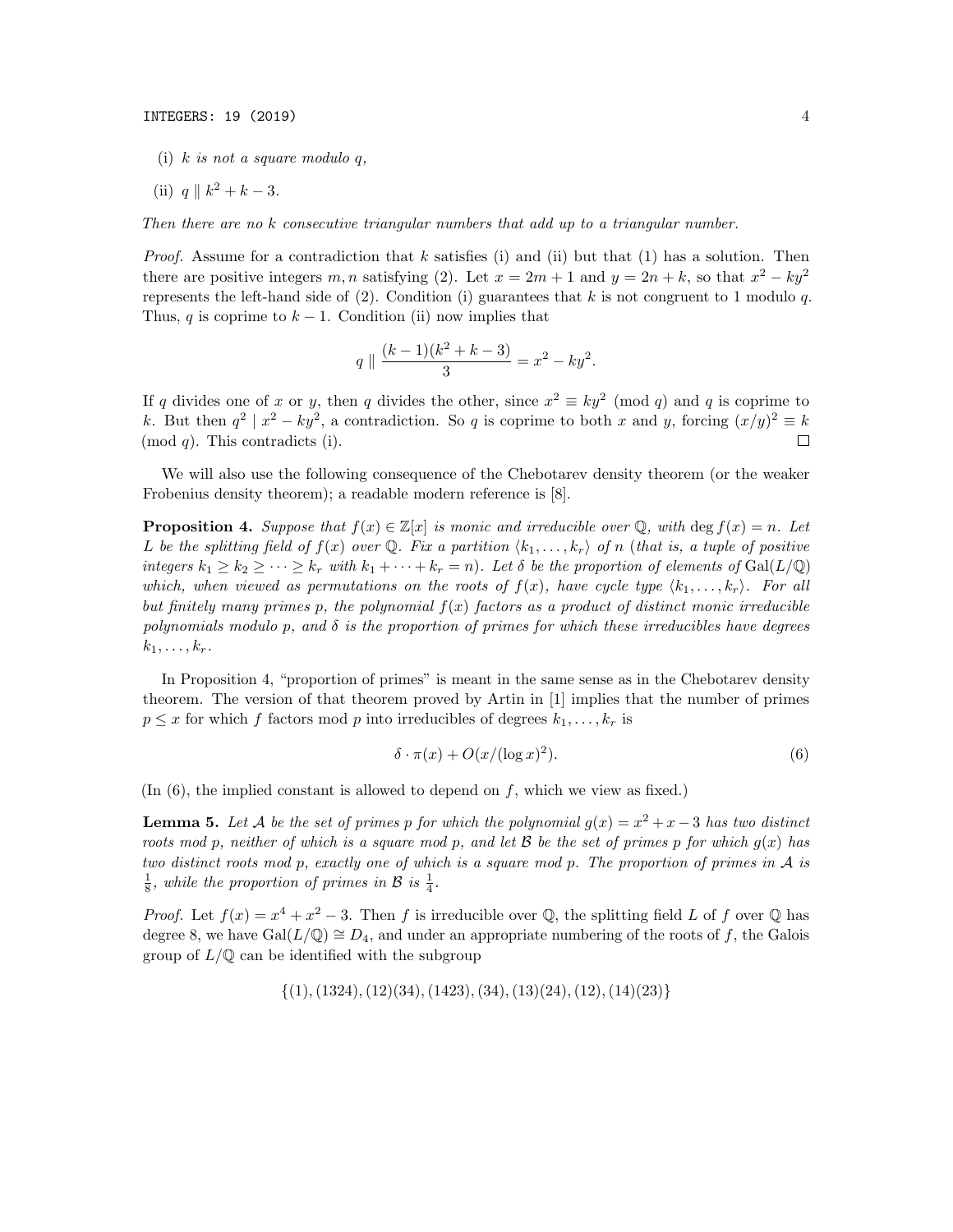(i) *$k$ is not a square modulo $q$,*

(ii) $q \parallel k^2 + k - 3$.

*Then there are no $k$ consecutive triangular numbers that add up to a triangular number.*

*Proof.* Assume for a contradiction that $k$ satisfies (i) and (ii) but that (1) has a solution. Then there are positive integers $m, n$ satisfying (2). Let $x = 2m + 1$ and $y = 2n + k$, so that $x^2 - ky^2$ represents the left-hand side of (2). Condition (i) guarantees that $k$ is not congruent to 1 modulo $q$. Thus, $q$ is coprime to $k - 1$. Condition (ii) now implies that

$$q \parallel \frac{(k-1)(k^2+k-3)}{3} = x^2 - ky^2.$$

If $q$ divides one of $x$ or $y$, then $q$ divides the other, since $x^2 \equiv ky^2 \pmod{q}$ and $q$ is coprime to $k$. But then $q^2 \mid x^2 - ky^2$, a contradiction. So $q$ is coprime to both $x$ and $y$, forcing $(x/y)^2 \equiv k \pmod{q}$. This contradicts (i). $\square$

We will also use the following consequence of the Chebotarev density theorem (or the weaker Frobenius density theorem); a readable modern reference is [8].

**Proposition 4.** *Suppose that $f(x) \in \mathbb{Z}[x]$ is monic and irreducible over $\mathbb{Q}$, with $\deg f(x) = n$. Let $L$ be the splitting field of $f(x)$ over $\mathbb{Q}$. Fix a partition $\langle k_1, \ldots, k_r \rangle$ of $n$ (that is, a tuple of positive integers $k_1 \geq k_2 \geq \cdots \geq k_r$ with $k_1 + \cdots + k_r = n$). Let $\delta$ be the proportion of elements of $\mathrm{Gal}(L/\mathbb{Q})$ which, when viewed as permutations on the roots of $f(x)$, have cycle type $\langle k_1, \ldots, k_r \rangle$. For all but finitely many primes $p$, the polynomial $f(x)$ factors as a product of distinct monic irreducible polynomials modulo $p$, and $\delta$ is the proportion of primes for which these irreducibles have degrees $k_1, \ldots, k_r$.*

In Proposition 4, "proportion of primes" is meant in the same sense as in the Chebotarev density theorem. The version of that theorem proved by Artin in [1] implies that the number of primes $p \leq x$ for which $f$ factors mod $p$ into irreducibles of degrees $k_1, \ldots, k_r$ is

$$\delta \cdot \pi(x) + O(x/(\log x)^2). \tag{6}$$

(In (6), the implied constant is allowed to depend on $f$, which we view as fixed.)

**Lemma 5.** *Let $\mathcal{A}$ be the set of primes $p$ for which the polynomial $g(x) = x^2 + x - 3$ has two distinct roots mod $p$, neither of which is a square mod $p$, and let $\mathcal{B}$ be the set of primes $p$ for which $g(x)$ has two distinct roots mod $p$, exactly one of which is a square mod $p$. The proportion of primes in $\mathcal{A}$ is $\frac{1}{8}$, while the proportion of primes in $\mathcal{B}$ is $\frac{1}{4}$.*

*Proof.* Let $f(x) = x^4 + x^2 - 3$. Then $f$ is irreducible over $\mathbb{Q}$, the splitting field $L$ of $f$ over $\mathbb{Q}$ has degree 8, we have $\mathrm{Gal}(L/\mathbb{Q}) \cong D_4$, and under an appropriate numbering of the roots of $f$, the Galois group of $L/\mathbb{Q}$ can be identified with the subgroup

$$\{(1), (1324), (12)(34), (1423), (34), (13)(24), (12), (14)(23)\}$$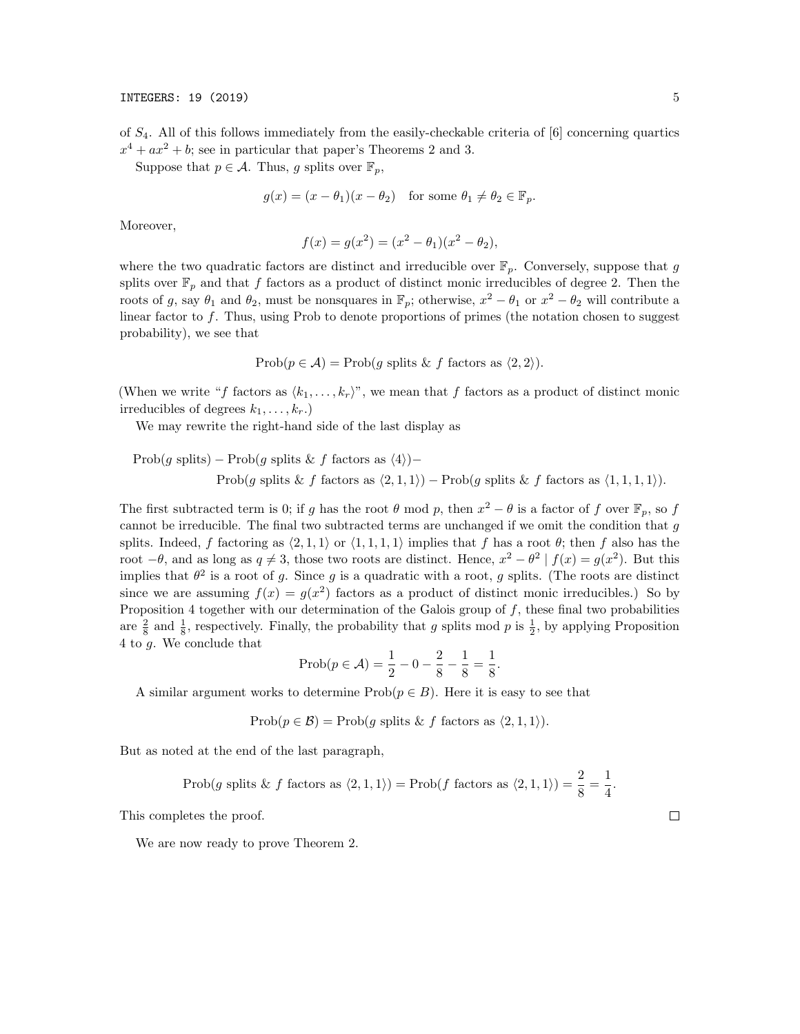of $S_4$. All of this follows immediately from the easily-checkable criteria of [6] concerning quartics $x^4 + ax^2 + b$; see in particular that paper's Theorems 2 and 3.

Suppose that $p \in \mathcal{A}$. Thus, $g$ splits over $\mathbb{F}_p$,

$$g(x) = (x - \theta_1)(x - \theta_2) \quad \text{for some } \theta_1 \neq \theta_2 \in \mathbb{F}_p.$$

Moreover,

$$f(x) = g(x^2) = (x^2 - \theta_1)(x^2 - \theta_2),$$

where the two quadratic factors are distinct and irreducible over $\mathbb{F}_p$. Conversely, suppose that $g$ splits over $\mathbb{F}_p$ and that $f$ factors as a product of distinct monic irreducibles of degree 2. Then the roots of $g$, say $\theta_1$ and $\theta_2$, must be nonsquares in $\mathbb{F}_p$; otherwise, $x^2 - \theta_1$ or $x^2 - \theta_2$ will contribute a linear factor to $f$. Thus, using Prob to denote proportions of primes (the notation chosen to suggest probability), we see that

$$\text{Prob}(p \in \mathcal{A}) = \text{Prob}(g \text{ splits } \& \ f \text{ factors as } \langle 2, 2 \rangle).$$

(When we write "$f$ factors as $\langle k_1, \ldots, k_r \rangle$", we mean that $f$ factors as a product of distinct monic irreducibles of degrees $k_1, \ldots, k_r$.)

We may rewrite the right-hand side of the last display as

$$\begin{aligned}
&\text{Prob}(g \text{ splits}) - \text{Prob}(g \text{ splits } \& \ f \text{ factors as } \langle 4 \rangle) - \\
&\qquad \text{Prob}(g \text{ splits } \& \ f \text{ factors as } \langle 2, 1, 1 \rangle) - \text{Prob}(g \text{ splits } \& \ f \text{ factors as } \langle 1, 1, 1, 1 \rangle).
\end{aligned}$$

The first subtracted term is 0; if $g$ has the root $\theta$ mod $p$, then $x^2 - \theta$ is a factor of $f$ over $\mathbb{F}_p$, so $f$ cannot be irreducible. The final two subtracted terms are unchanged if we omit the condition that $g$ splits. Indeed, $f$ factoring as $\langle 2, 1, 1 \rangle$ or $\langle 1, 1, 1, 1 \rangle$ implies that $f$ has a root $\theta$; then $f$ also has the root $-\theta$, and as long as $q \neq 3$, those two roots are distinct. Hence, $x^2 - \theta^2 \mid f(x) = g(x^2)$. But this implies that $\theta^2$ is a root of $g$. Since $g$ is a quadratic with a root, $g$ splits. (The roots are distinct since we are assuming $f(x) = g(x^2)$ factors as a product of distinct monic irreducibles.) So by Proposition 4 together with our determination of the Galois group of $f$, these final two probabilities are $\frac{2}{8}$ and $\frac{1}{8}$, respectively. Finally, the probability that $g$ splits mod $p$ is $\frac{1}{2}$, by applying Proposition 4 to $g$. We conclude that

$$\text{Prob}(p \in \mathcal{A}) = \frac{1}{2} - 0 - \frac{2}{8} - \frac{1}{8} = \frac{1}{8}.$$

A similar argument works to determine $\text{Prob}(p \in B)$. Here it is easy to see that

$$\text{Prob}(p \in \mathcal{B}) = \text{Prob}(g \text{ splits } \& \ f \text{ factors as } \langle 2, 1, 1 \rangle).$$

But as noted at the end of the last paragraph,

$$\text{Prob}(g \text{ splits } \& \ f \text{ factors as } \langle 2, 1, 1 \rangle) = \text{Prob}(f \text{ factors as } \langle 2, 1, 1 \rangle) = \frac{2}{8} = \frac{1}{4}.$$

This completes the proof. $\square$

We are now ready to prove Theorem 2.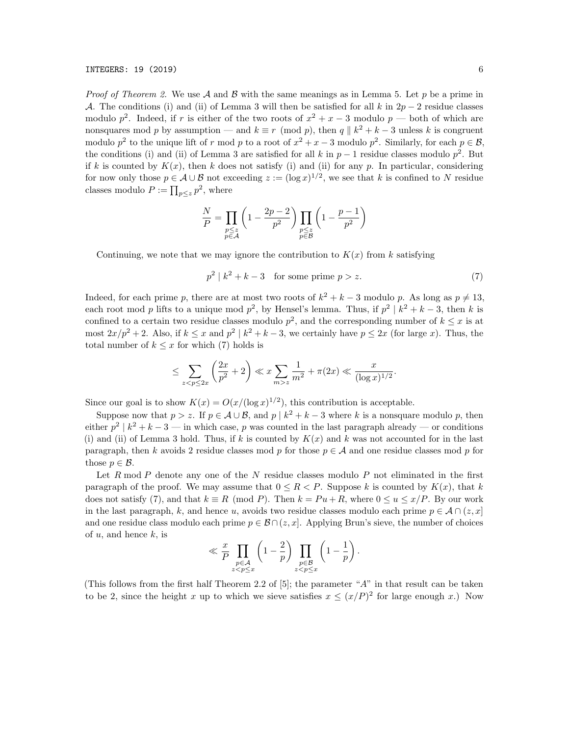*Proof of Theorem 2.* We use $\mathcal{A}$ and $\mathcal{B}$ with the same meanings as in Lemma 5. Let $p$ be a prime in $\mathcal{A}$. The conditions (i) and (ii) of Lemma 3 will then be satisfied for all $k$ in $2p-2$ residue classes modulo $p^2$. Indeed, if $r$ is either of the two roots of $x^2+x-3$ modulo $p$ — both of which are nonsquares mod $p$ by assumption — and $k \equiv r \pmod{p}$, then $q \parallel k^2+k-3$ unless $k$ is congruent modulo $p^2$ to the unique lift of $r$ mod $p$ to a root of $x^2+x-3$ modulo $p^2$. Similarly, for each $p \in \mathcal{B}$, the conditions (i) and (ii) of Lemma 3 are satisfied for all $k$ in $p-1$ residue classes modulo $p^2$. But if $k$ is counted by $K(x)$, then $k$ does not satisfy (i) and (ii) for any $p$. In particular, considering for now only those $p \in \mathcal{A} \cup \mathcal{B}$ not exceeding $z := (\log x)^{1/2}$, we see that $k$ is confined to $N$ residue classes modulo $P := \prod_{p \le z} p^2$, where

$$\frac{N}{P} = \prod_{\substack{p \le z \\ p \in \mathcal{A}}} \left(1 - \frac{2p-2}{p^2}\right) \prod_{\substack{p \le z \\ p \in \mathcal{B}}} \left(1 - \frac{p-1}{p^2}\right)$$

Continuing, we note that we may ignore the contribution to $K(x)$ from $k$ satisfying

$$p^2 \mid k^2+k-3 \quad \text{for some prime } p > z. \tag{7}$$

Indeed, for each prime $p$, there are at most two roots of $k^2+k-3$ modulo $p$. As long as $p \neq 13$, each root mod $p$ lifts to a unique mod $p^2$, by Hensel's lemma. Thus, if $p^2 \mid k^2+k-3$, then $k$ is confined to a certain two residue classes modulo $p^2$, and the corresponding number of $k \le x$ is at most $2x/p^2+2$. Also, if $k \le x$ and $p^2 \mid k^2+k-3$, we certainly have $p \le 2x$ (for large $x$). Thus, the total number of $k \le x$ for which (7) holds is

$$\le \sum_{z < p \le 2x} \left(\frac{2x}{p^2} + 2\right) \ll x \sum_{m > z} \frac{1}{m^2} + \pi(2x) \ll \frac{x}{(\log x)^{1/2}}.$$

Since our goal is to show $K(x) = O(x/(\log x)^{1/2})$, this contribution is acceptable.

Suppose now that $p > z$. If $p \in \mathcal{A} \cup \mathcal{B}$, and $p \mid k^2+k-3$ where $k$ is a nonsquare modulo $p$, then either $p^2 \mid k^2+k-3$ — in which case, $p$ was counted in the last paragraph already — or conditions (i) and (ii) of Lemma 3 hold. Thus, if $k$ is counted by $K(x)$ and $k$ was not accounted for in the last paragraph, then $k$ avoids 2 residue classes mod $p$ for those $p \in \mathcal{A}$ and one residue classes mod $p$ for those $p \in \mathcal{B}$.

Let $R \bmod P$ denote any one of the $N$ residue classes modulo $P$ not eliminated in the first paragraph of the proof. We may assume that $0 \le R < P$. Suppose $k$ is counted by $K(x)$, that $k$ does not satisfy (7), and that $k \equiv R \pmod{P}$. Then $k = Pu + R$, where $0 \le u \le x/P$. By our work in the last paragraph, $k$, and hence $u$, avoids two residue classes modulo each prime $p \in \mathcal{A} \cap (z, x]$ and one residue class modulo each prime $p \in \mathcal{B} \cap (z, x]$. Applying Brun's sieve, the number of choices of $u$, and hence $k$, is

$$\ll \frac{x}{P} \prod_{\substack{p \in \mathcal{A} \\ z < p \le x}} \left(1 - \frac{2}{p}\right) \prod_{\substack{p \in \mathcal{B} \\ z < p \le x}} \left(1 - \frac{1}{p}\right).$$

(This follows from the first half Theorem 2.2 of [5]; the parameter "$A$" in that result can be taken to be 2, since the height $x$ up to which we sieve satisfies $x \le (x/P)^2$ for large enough $x$.) Now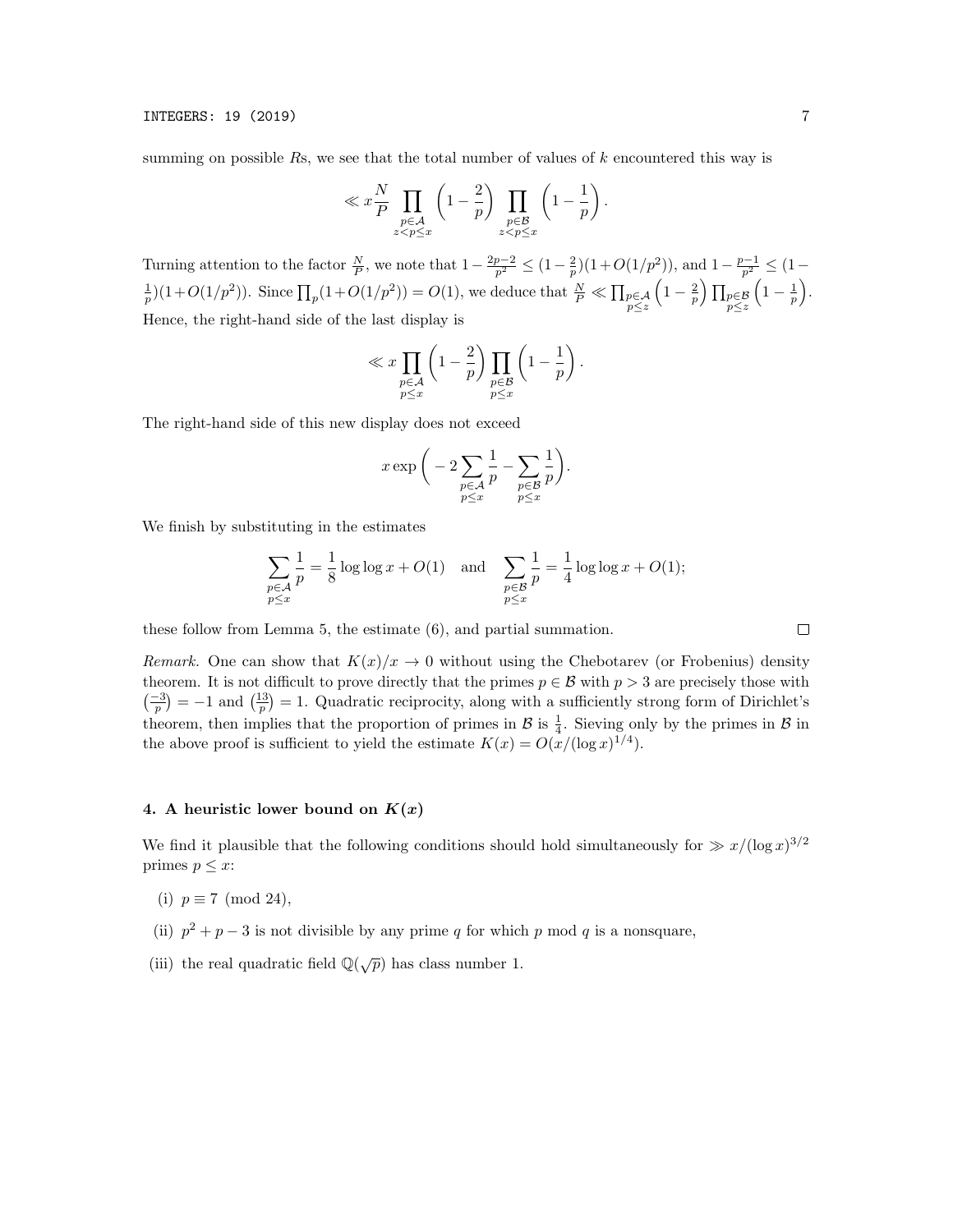summing on possible $R$s, we see that the total number of values of $k$ encountered this way is

$$\ll x \frac{N}{P} \prod_{\substack{p \in \mathcal{A} \\ z < p \le x}} \left(1 - \frac{2}{p}\right) \prod_{\substack{p \in \mathcal{B} \\ z < p \le x}} \left(1 - \frac{1}{p}\right).$$

Turning attention to the factor $\frac{N}{P}$, we note that $1 - \frac{2p-2}{p^2} \le (1 - \frac{2}{p})(1 + O(1/p^2))$, and $1 - \frac{p-1}{p^2} \le (1 - \frac{1}{p})(1 + O(1/p^2))$. Since $\prod_p (1 + O(1/p^2)) = O(1)$, we deduce that $\frac{N}{P} \ll \prod_{\substack{p \in \mathcal{A} \\ p \le z}} \left(1 - \frac{2}{p}\right) \prod_{\substack{p \in \mathcal{B} \\ p \le z}} \left(1 - \frac{1}{p}\right)$. Hence, the right-hand side of the last display is

$$\ll x \prod_{\substack{p \in \mathcal{A} \\ p \le x}} \left(1 - \frac{2}{p}\right) \prod_{\substack{p \in \mathcal{B} \\ p \le x}} \left(1 - \frac{1}{p}\right).$$

The right-hand side of this new display does not exceed

$$x \exp\bigg(-2 \sum_{\substack{p \in \mathcal{A} \\ p \le x}} \frac{1}{p} - \sum_{\substack{p \in \mathcal{B} \\ p \le x}} \frac{1}{p}\bigg).$$

We finish by substituting in the estimates

$$\sum_{\substack{p \in \mathcal{A} \\ p \le x}} \frac{1}{p} = \frac{1}{8} \log\log x + O(1) \quad \text{and} \quad \sum_{\substack{p \in \mathcal{B} \\ p \le x}} \frac{1}{p} = \frac{1}{4} \log\log x + O(1);$$

these follow from Lemma 5, the estimate (6), and partial summation. $\square$

*Remark.* One can show that $K(x)/x \to 0$ without using the Chebotarev (or Frobenius) density theorem. It is not difficult to prove directly that the primes $p \in \mathcal{B}$ with $p > 3$ are precisely those with $\left(\frac{-3}{p}\right) = -1$ and $\left(\frac{13}{p}\right) = 1$. Quadratic reciprocity, along with a sufficiently strong form of Dirichlet's theorem, then implies that the proportion of primes in $\mathcal{B}$ is $\frac{1}{4}$. Sieving only by the primes in $\mathcal{B}$ in the above proof is sufficient to yield the estimate $K(x) = O(x/(\log x)^{1/4})$.

## 4. A heuristic lower bound on $K(x)$

We find it plausible that the following conditions should hold simultaneously for $\gg x/(\log x)^{3/2}$ primes $p \le x$:

(i) $p \equiv 7 \pmod{24}$,

(ii) $p^2 + p - 3$ is not divisible by any prime $q$ for which $p \bmod q$ is a nonsquare,

(iii) the real quadratic field $\mathbb{Q}(\sqrt{p})$ has class number 1.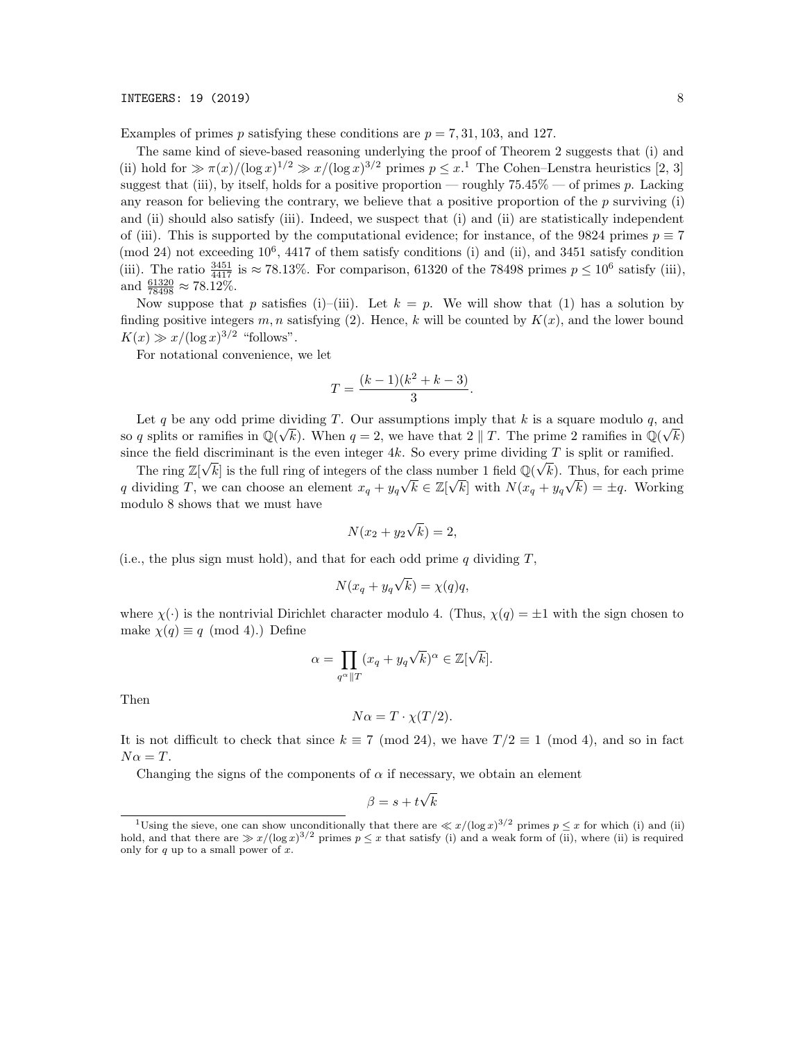Examples of primes $p$ satisfying these conditions are $p = 7, 31, 103$, and $127$.

The same kind of sieve-based reasoning underlying the proof of Theorem 2 suggests that (i) and (ii) hold for $\gg \pi(x)/(\log x)^{1/2} \gg x/(\log x)^{3/2}$ primes $p \le x$.[1] The Cohen–Lenstra heuristics [2, 3] suggest that (iii), by itself, holds for a positive proportion — roughly 75.45% — of primes $p$. Lacking any reason for believing the contrary, we believe that a positive proportion of the $p$ surviving (i) and (ii) should also satisfy (iii). Indeed, we suspect that (i) and (ii) are statistically independent of (iii). This is supported by the computational evidence; for instance, of the 9824 primes $p \equiv 7 \pmod{24}$ not exceeding $10^6$, 4417 of them satisfy conditions (i) and (ii), and 3451 satisfy condition (iii). The ratio $\frac{3451}{4417}$ is $\approx 78.13\%$. For comparison, 61320 of the 78498 primes $p \le 10^6$ satisfy (iii), and $\frac{61320}{78498} \approx 78.12\%$.

Now suppose that $p$ satisfies (i)–(iii). Let $k = p$. We will show that (1) has a solution by finding positive integers $m, n$ satisfying (2). Hence, $k$ will be counted by $K(x)$, and the lower bound $K(x) \gg x/(\log x)^{3/2}$ "follows".

For notational convenience, we let

$$T = \frac{(k-1)(k^2+k-3)}{3}.$$

Let $q$ be any odd prime dividing $T$. Our assumptions imply that $k$ is a square modulo $q$, and so $q$ splits or ramifies in $\mathbb{Q}(\sqrt{k})$. When $q = 2$, we have that $2 \parallel T$. The prime 2 ramifies in $\mathbb{Q}(\sqrt{k})$ since the field discriminant is the even integer $4k$. So every prime dividing $T$ is split or ramified.

The ring $\mathbb{Z}[\sqrt{k}]$ is the full ring of integers of the class number 1 field $\mathbb{Q}(\sqrt{k})$. Thus, for each prime $q$ dividing $T$, we can choose an element $x_q + y_q\sqrt{k} \in \mathbb{Z}[\sqrt{k}]$ with $N(x_q + y_q\sqrt{k}) = \pm q$. Working modulo 8 shows that we must have

$$N(x_2 + y_2\sqrt{k}) = 2,$$

(i.e., the plus sign must hold), and that for each odd prime $q$ dividing $T$,

$$N(x_q + y_q\sqrt{k}) = \chi(q)q,$$

where $\chi(\cdot)$ is the nontrivial Dirichlet character modulo 4. (Thus, $\chi(q) = \pm 1$ with the sign chosen to make $\chi(q) \equiv q \pmod 4$.) Define

$$\alpha = \prod_{q^\alpha \parallel T} (x_q + y_q\sqrt{k})^\alpha \in \mathbb{Z}[\sqrt{k}].$$

Then

$$N\alpha = T \cdot \chi(T/2).$$

It is not difficult to check that since $k \equiv 7 \pmod{24}$, we have $T/2 \equiv 1 \pmod 4$, and so in fact $N\alpha = T$.

Changing the signs of the components of $\alpha$ if necessary, we obtain an element

$$\beta = s + t\sqrt{k}$$

[1] Using the sieve, one can show unconditionally that there are $\ll x/(\log x)^{3/2}$ primes $p \le x$ for which (i) and (ii) hold, and that there are $\gg x/(\log x)^{3/2}$ primes $p \le x$ that satisfy (i) and a weak form of (ii), where (ii) is required only for $q$ up to a small power of $x$.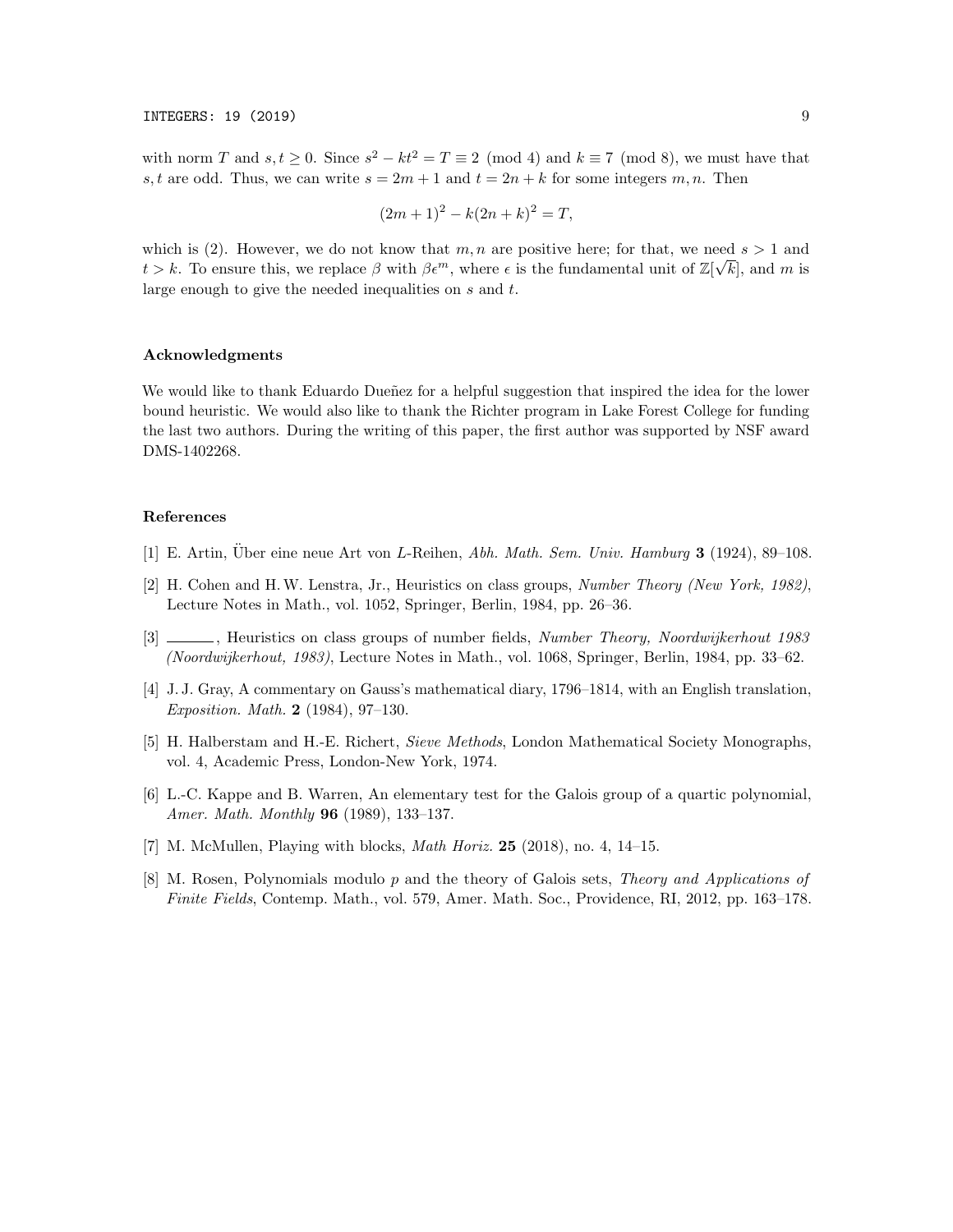with norm $T$ and $s, t \geq 0$. Since $s^2 - kt^2 = T \equiv 2 \pmod 4$ and $k \equiv 7 \pmod 8$, we must have that $s, t$ are odd. Thus, we can write $s = 2m + 1$ and $t = 2n + k$ for some integers $m, n$. Then

$$(2m + 1)^2 - k(2n + k)^2 = T,$$

which is (2). However, we do not know that $m, n$ are positive here; for that, we need $s > 1$ and $t > k$. To ensure this, we replace $\beta$ with $\beta\epsilon^m$, where $\epsilon$ is the fundamental unit of $\mathbb{Z}[\sqrt{k}]$, and $m$ is large enough to give the needed inequalities on $s$ and $t$.

### Acknowledgments

We would like to thank Eduardo Dueñez for a helpful suggestion that inspired the idea for the lower bound heuristic. We would also like to thank the Richter program in Lake Forest College for funding the last two authors. During the writing of this paper, the first author was supported by NSF award DMS-1402268.

### References

[1] E. Artin, Über eine neue Art von $L$-Reihen, *Abh. Math. Sem. Univ. Hamburg* **3** (1924), 89–108.

[2] H. Cohen and H. W. Lenstra, Jr., Heuristics on class groups, *Number Theory (New York, 1982)*, Lecture Notes in Math., vol. 1052, Springer, Berlin, 1984, pp. 26–36.

[3] ______, Heuristics on class groups of number fields, *Number Theory, Noordwijkerhout 1983 (Noordwijkerhout, 1983)*, Lecture Notes in Math., vol. 1068, Springer, Berlin, 1984, pp. 33–62.

[4] J. J. Gray, A commentary on Gauss's mathematical diary, 1796–1814, with an English translation, *Exposition. Math.* **2** (1984), 97–130.

[5] H. Halberstam and H.-E. Richert, *Sieve Methods*, London Mathematical Society Monographs, vol. 4, Academic Press, London-New York, 1974.

[6] L.-C. Kappe and B. Warren, An elementary test for the Galois group of a quartic polynomial, *Amer. Math. Monthly* **96** (1989), 133–137.

[7] M. McMullen, Playing with blocks, *Math Horiz.* **25** (2018), no. 4, 14–15.

[8] M. Rosen, Polynomials modulo $p$ and the theory of Galois sets, *Theory and Applications of Finite Fields*, Contemp. Math., vol. 579, Amer. Math. Soc., Providence, RI, 2012, pp. 163–178.